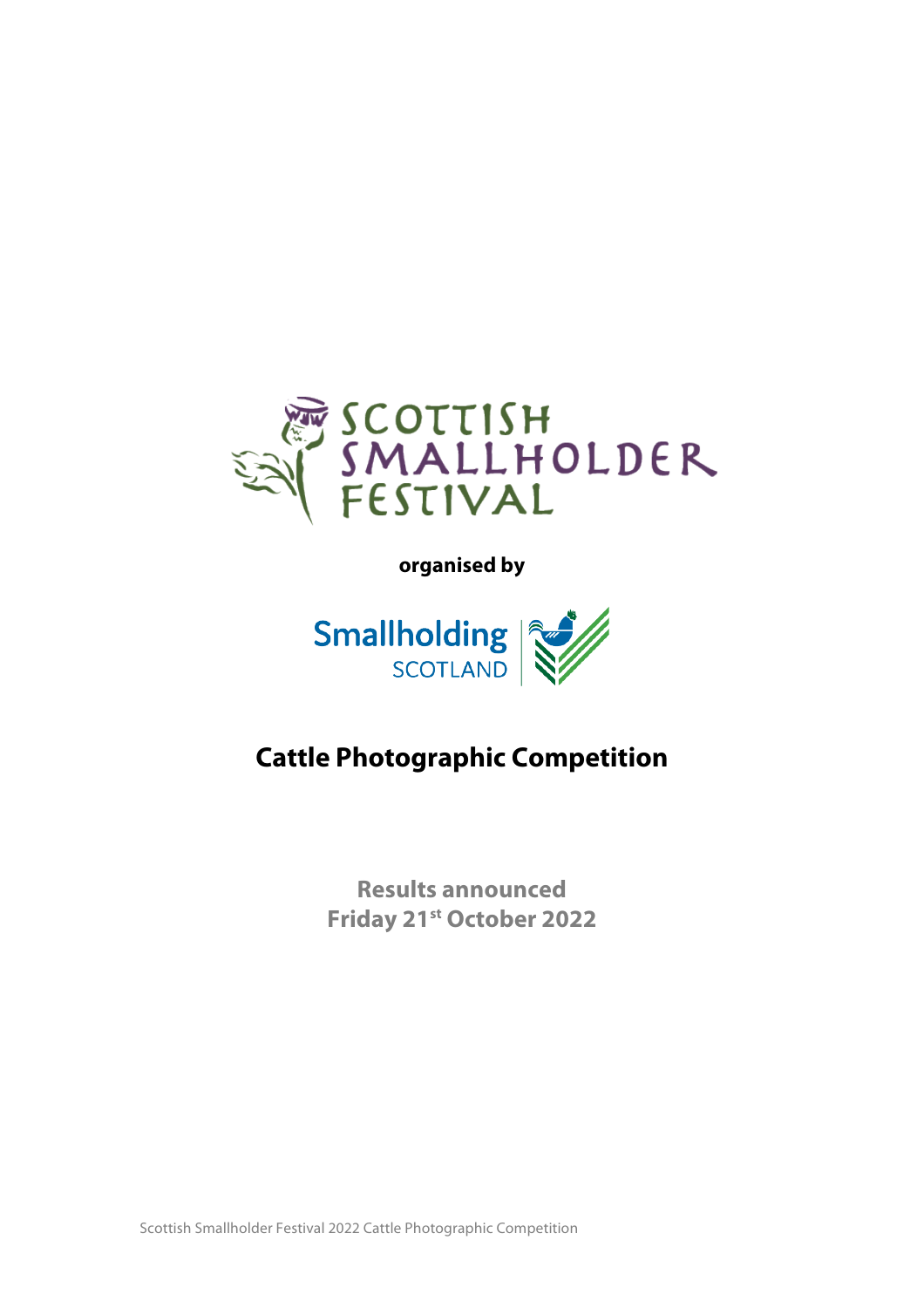# SCOTTISH SMALLHOLDER FESTIVAL

**organised by**

Smallholding SCOTLAND

## Cattle Photographic Competition

**Results announced**
**Friday 21st October 2022**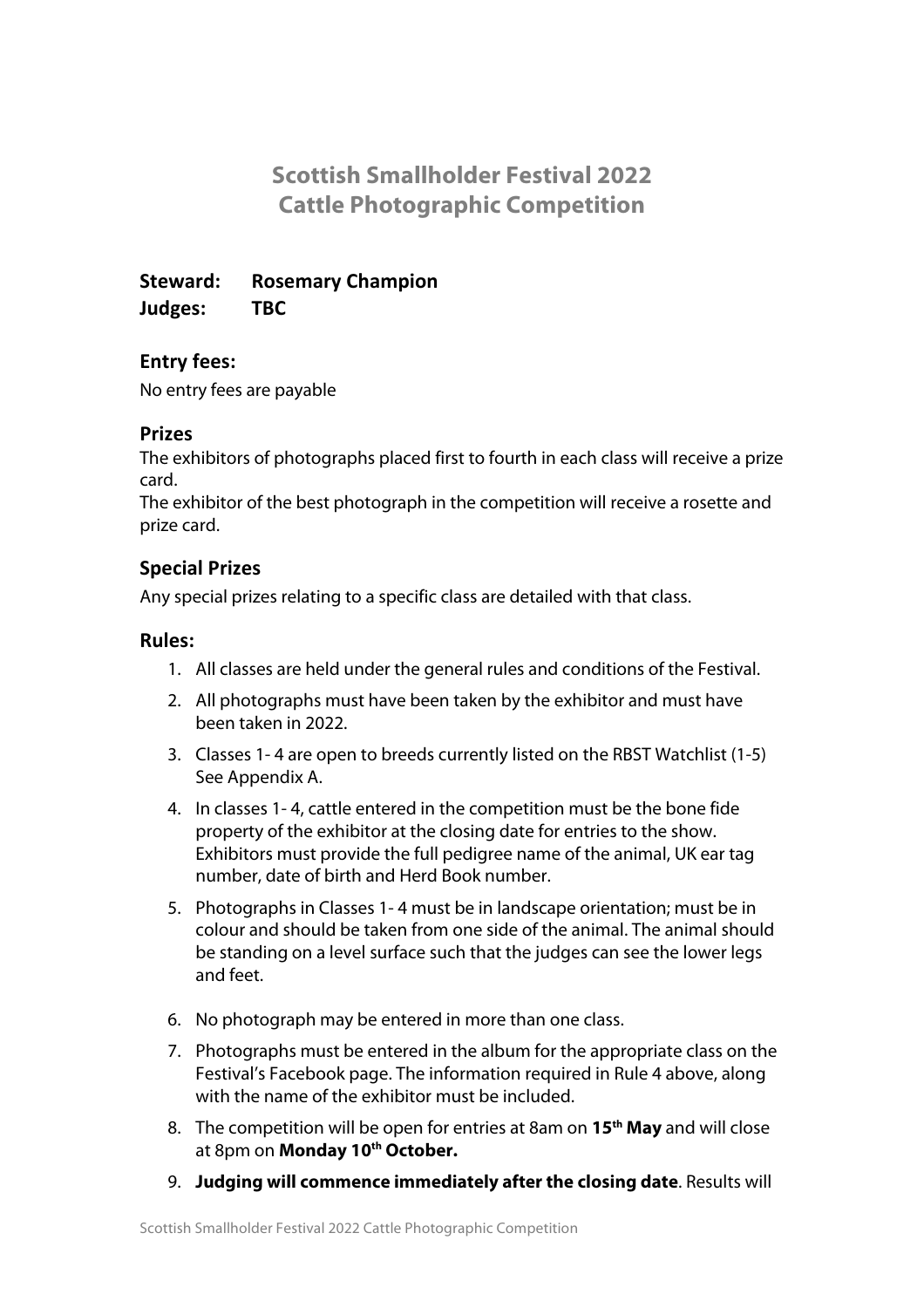# Scottish Smallholder Festival 2022
# Cattle Photographic Competition

**Steward: Rosemary Champion**
**Judges: TBC**

## Entry fees:

No entry fees are payable

## Prizes

The exhibitors of photographs placed first to fourth in each class will receive a prize card.
The exhibitor of the best photograph in the competition will receive a rosette and prize card.

## Special Prizes

Any special prizes relating to a specific class are detailed with that class.

## Rules:

1. All classes are held under the general rules and conditions of the Festival.
2. All photographs must have been taken by the exhibitor and must have been taken in 2022.
3. Classes 1- 4 are open to breeds currently listed on the RBST Watchlist (1-5) See Appendix A.
4. In classes 1- 4, cattle entered in the competition must be the bone fide property of the exhibitor at the closing date for entries to the show. Exhibitors must provide the full pedigree name of the animal, UK ear tag number, date of birth and Herd Book number.
5. Photographs in Classes 1- 4 must be in landscape orientation; must be in colour and should be taken from one side of the animal. The animal should be standing on a level surface such that the judges can see the lower legs and feet.
6. No photograph may be entered in more than one class.
7. Photographs must be entered in the album for the appropriate class on the Festival's Facebook page. The information required in Rule 4 above, along with the name of the exhibitor must be included.
8. The competition will be open for entries at 8am on **15th May** and will close at 8pm on **Monday 10th October.**
9. **Judging will commence immediately after the closing date**. Results will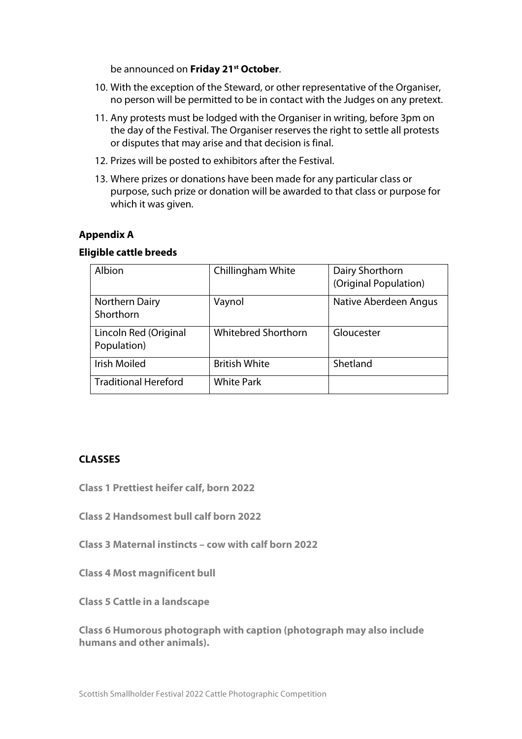be announced on **Friday 21st October**.

10. With the exception of the Steward, or other representative of the Organiser, no person will be permitted to be in contact with the Judges on any pretext.
11. Any protests must be lodged with the Organiser in writing, before 3pm on the day of the Festival. The Organiser reserves the right to settle all protests or disputes that may arise and that decision is final.
12. Prizes will be posted to exhibitors after the Festival.
13. Where prizes or donations have been made for any particular class or purpose, such prize or donation will be awarded to that class or purpose for which it was given.

**Appendix A**

**Eligible cattle breeds**

| | | |
|---|---|---|
| Albion | Chillingham White | Dairy Shorthorn (Original Population) |
| Northern Dairy Shorthorn | Vaynol | Native Aberdeen Angus |
| Lincoln Red (Original Population) | Whitebred Shorthorn | Gloucester |
| Irish Moiled | British White | Shetland |
| Traditional Hereford | White Park | |

**CLASSES**

**Class 1 Prettiest heifer calf, born 2022**

**Class 2 Handsomest bull calf born 2022**

**Class 3 Maternal instincts – cow with calf born 2022**

**Class 4 Most magnificent bull**

**Class 5 Cattle in a landscape**

**Class 6 Humorous photograph with caption (photograph may also include humans and other animals).**